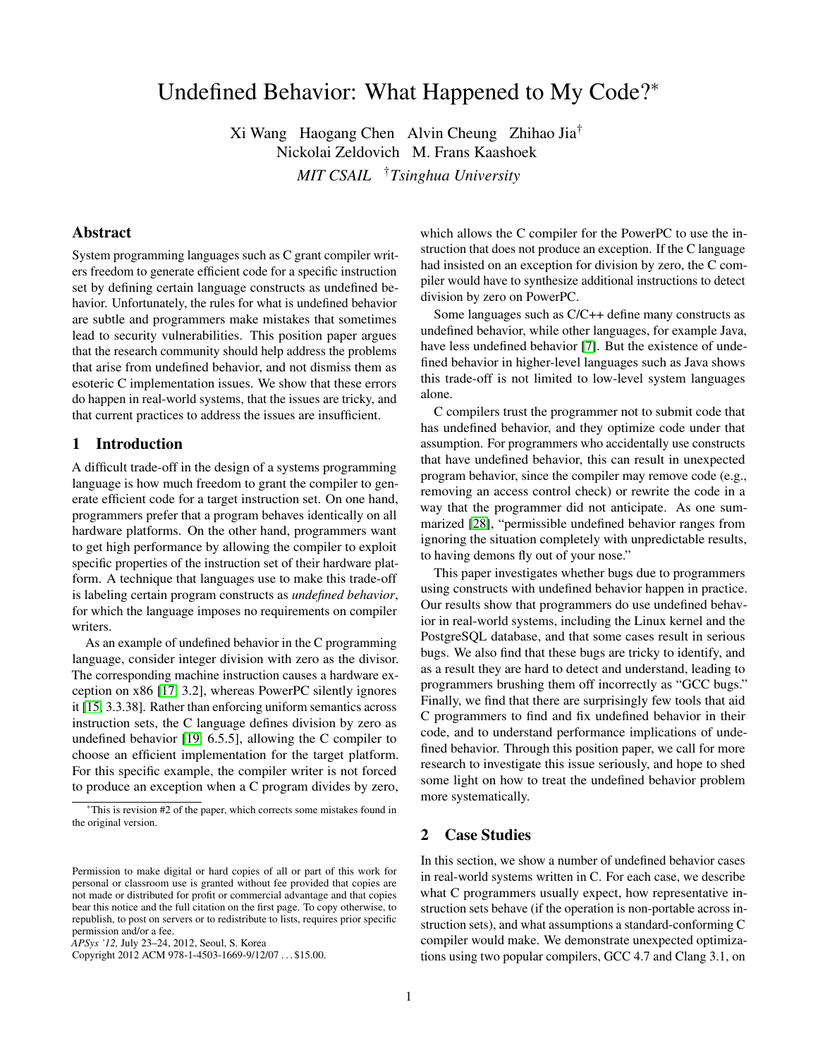# Undefined Behavior: What Happened to My Code?*

Xi Wang Haogang Chen Alvin Cheung Zhihao Jia†
Nickolai Zeldovich M. Frans Kaashoek

*MIT CSAIL* †*Tsinghua University*

## Abstract

System programming languages such as C grant compiler writers freedom to generate efficient code for a specific instruction set by defining certain language constructs as undefined behavior. Unfortunately, the rules for what is undefined behavior are subtle and programmers make mistakes that sometimes lead to security vulnerabilities. This position paper argues that the research community should help address the problems that arise from undefined behavior, and not dismiss them as esoteric C implementation issues. We show that these errors do happen in real-world systems, that the issues are tricky, and that current practices to address the issues are insufficient.

## 1 Introduction

A difficult trade-off in the design of a systems programming language is how much freedom to grant the compiler to generate efficient code for a target instruction set. On one hand, programmers prefer that a program behaves identically on all hardware platforms. On the other hand, programmers want to get high performance by allowing the compiler to exploit specific properties of the instruction set of their hardware platform. A technique that languages use to make this trade-off is labeling certain program constructs as *undefined behavior*, for which the language imposes no requirements on compiler writers.

As an example of undefined behavior in the C programming language, consider integer division with zero as the divisor. The corresponding machine instruction causes a hardware exception on x86 [17, 3.2], whereas PowerPC silently ignores it [15, 3.3.38]. Rather than enforcing uniform semantics across instruction sets, the C language defines division by zero as undefined behavior [19, 6.5.5], allowing the C compiler to choose an efficient implementation for the target platform. For this specific example, the compiler writer is not forced to produce an exception when a C program divides by zero, which allows the C compiler for the PowerPC to use the instruction that does not produce an exception. If the C language had insisted on an exception for division by zero, the C compiler would have to synthesize additional instructions to detect division by zero on PowerPC.

Some languages such as C/C++ define many constructs as undefined behavior, while other languages, for example Java, have less undefined behavior [7]. But the existence of undefined behavior in higher-level languages such as Java shows this trade-off is not limited to low-level system languages alone.

C compilers trust the programmer not to submit code that has undefined behavior, and they optimize code under that assumption. For programmers who accidentally use constructs that have undefined behavior, this can result in unexpected program behavior, since the compiler may remove code (e.g., removing an access control check) or rewrite the code in a way that the programmer did not anticipate. As one summarized [28], "permissible undefined behavior ranges from ignoring the situation completely with unpredictable results, to having demons fly out of your nose."

This paper investigates whether bugs due to programmers using constructs with undefined behavior happen in practice. Our results show that programmers do use undefined behavior in real-world systems, including the Linux kernel and the PostgreSQL database, and that some cases result in serious bugs. We also find that these bugs are tricky to identify, and as a result they are hard to detect and understand, leading to programmers brushing them off incorrectly as "GCC bugs." Finally, we find that there are surprisingly few tools that aid C programmers to find and fix undefined behavior in their code, and to understand performance implications of undefined behavior. Through this position paper, we call for more research to investigate this issue seriously, and hope to shed some light on how to treat the undefined behavior problem more systematically.

## 2 Case Studies

In this section, we show a number of undefined behavior cases in real-world systems written in C. For each case, we describe what C programmers usually expect, how representative instruction sets behave (if the operation is non-portable across instruction sets), and what assumptions a standard-conforming C compiler would make. We demonstrate unexpected optimizations using two popular compilers, GCC 4.7 and Clang 3.1, on

*This is revision #2 of the paper, which corrects some mistakes found in the original version.

Permission to make digital or hard copies of all or part of this work for personal or classroom use is granted without fee provided that copies are not made or distributed for profit or commercial advantage and that copies bear this notice and the full citation on the first page. To copy otherwise, to republish, to post on servers or to redistribute to lists, requires prior specific permission and/or a fee.
*APSys '12,* July 23–24, 2012, Seoul, S. Korea
Copyright 2012 ACM 978-1-4503-1669-9/12/07 ...$15.00.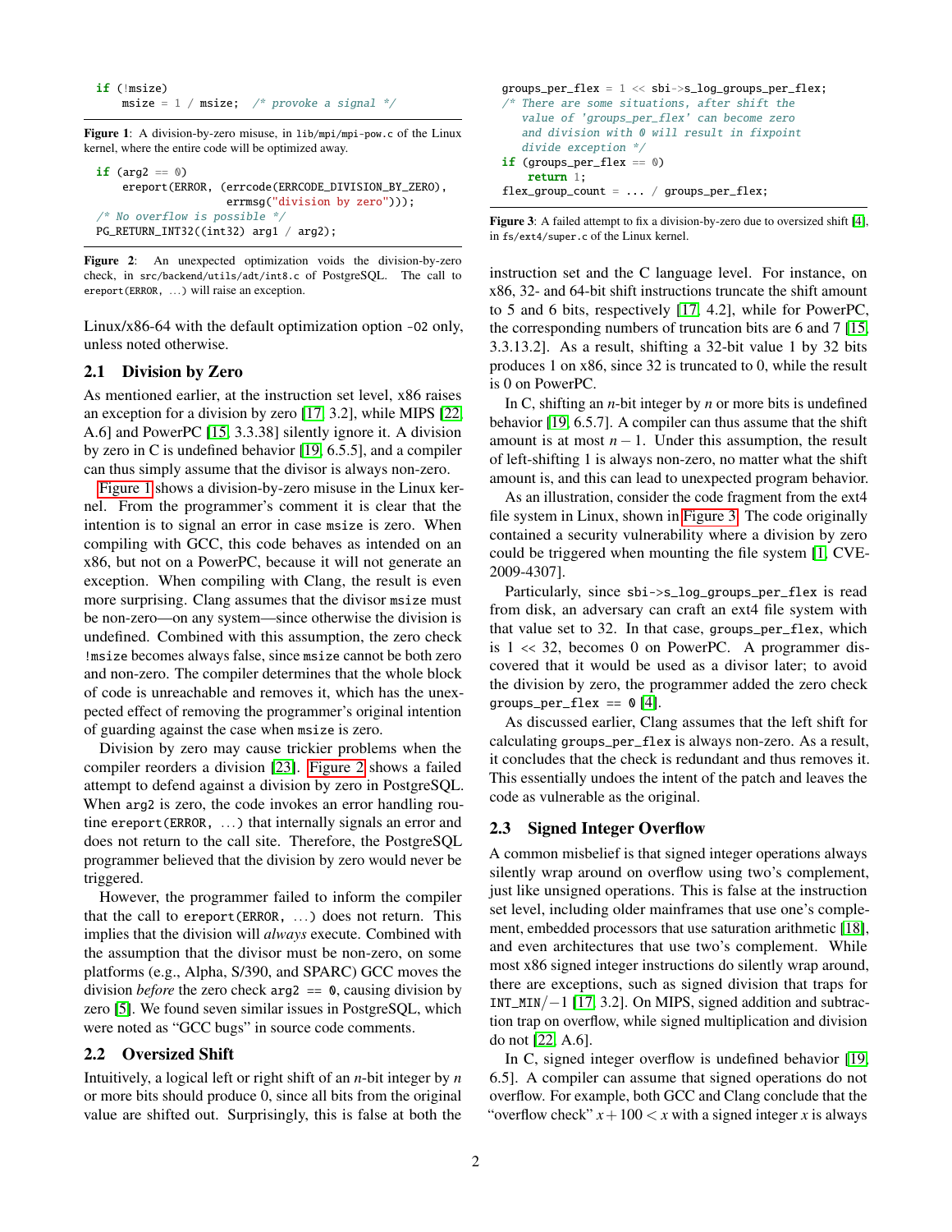```
if (!msize)
    msize = 1 / msize;  /* provoke a signal */
```

**Figure 1**: A division-by-zero misuse, in `lib/mpi/mpi-pow.c` of the Linux kernel, where the entire code will be optimized away.

```
if (arg2 == 0)
    ereport(ERROR, (errcode(ERRCODE_DIVISION_BY_ZERO),
                    errmsg("division by zero")));
/* No overflow is possible */
PG_RETURN_INT32((int32) arg1 / arg2);
```

**Figure 2**: An unexpected optimization voids the division-by-zero check, in `src/backend/utils/adt/int8.c` of PostgreSQL. The call to `ereport(ERROR, ...)` will raise an exception.

Linux/x86-64 with the default optimization option `-O2` only, unless noted otherwise.

## 2.1 Division by Zero

As mentioned earlier, at the instruction set level, x86 raises an exception for a division by zero [17, 3.2], while MIPS [22, A.6] and PowerPC [15, 3.3.38] silently ignore it. A division by zero in C is undefined behavior [19, 6.5.5], and a compiler can thus simply assume that the divisor is always non-zero.

Figure 1 shows a division-by-zero misuse in the Linux kernel. From the programmer's comment it is clear that the intention is to signal an error in case `msize` is zero. When compiling with GCC, this code behaves as intended on an x86, but not on a PowerPC, because it will not generate an exception. When compiling with Clang, the result is even more surprising. Clang assumes that the divisor `msize` must be non-zero—on any system—since otherwise the division is undefined. Combined with this assumption, the zero check `!msize` becomes always false, since `msize` cannot be both zero and non-zero. The compiler determines that the whole block of code is unreachable and removes it, which has the unexpected effect of removing the programmer's original intention of guarding against the case when `msize` is zero.

Division by zero may cause trickier problems when the compiler reorders a division [23]. Figure 2 shows a failed attempt to defend against a division by zero in PostgreSQL. When `arg2` is zero, the code invokes an error handling routine `ereport(ERROR, ...)` that internally signals an error and does not return to the call site. Therefore, the PostgreSQL programmer believed that the division by zero would never be triggered.

However, the programmer failed to inform the compiler that the call to `ereport(ERROR, ...)` does not return. This implies that the division will *always* execute. Combined with the assumption that the divisor must be non-zero, on some platforms (e.g., Alpha, S/390, and SPARC) GCC moves the division *before* the zero check `arg2 == 0`, causing division by zero [5]. We found seven similar issues in PostgreSQL, which were noted as "GCC bugs" in source code comments.

## 2.2 Oversized Shift

Intuitively, a logical left or right shift of an $n$-bit integer by $n$ or more bits should produce 0, since all bits from the original value are shifted out. Surprisingly, this is false at both the instruction set and the C language level. For instance, on x86, 32- and 64-bit shift instructions truncate the shift amount to 5 and 6 bits, respectively [17, 4.2], while for PowerPC, the corresponding numbers of truncation bits are 6 and 7 [15, 3.3.13.2]. As a result, shifting a 32-bit value 1 by 32 bits produces 1 on x86, since 32 is truncated to 0, while the result is 0 on PowerPC.

```
groups_per_flex = 1 << sbi->s_log_groups_per_flex;
/* There are some situations, after shift the
   value of 'groups_per_flex' can become zero
   and division with 0 will result in fixpoint
   divide exception */
if (groups_per_flex == 0)
    return 1;
flex_group_count = ... / groups_per_flex;
```

**Figure 3**: A failed attempt to fix a division-by-zero due to oversized shift [4], in `fs/ext4/super.c` of the Linux kernel.

In C, shifting an $n$-bit integer by $n$ or more bits is undefined behavior [19, 6.5.7]. A compiler can thus assume that the shift amount is at most $n-1$. Under this assumption, the result of left-shifting 1 is always non-zero, no matter what the shift amount is, and this can lead to unexpected program behavior.

As an illustration, consider the code fragment from the ext4 file system in Linux, shown in Figure 3. The code originally contained a security vulnerability where a division by zero could be triggered when mounting the file system [1, CVE-2009-4307].

Particularly, since `sbi->s_log_groups_per_flex` is read from disk, an adversary can craft an ext4 file system with that value set to 32. In that case, `groups_per_flex`, which is `1 << 32`, becomes 0 on PowerPC. A programmer discovered that it would be used as a divisor later; to avoid the division by zero, the programmer added the zero check `groups_per_flex == 0` [4].

As discussed earlier, Clang assumes that the left shift for calculating `groups_per_flex` is always non-zero. As a result, it concludes that the check is redundant and thus removes it. This essentially undoes the intent of the patch and leaves the code as vulnerable as the original.

## 2.3 Signed Integer Overflow

A common misbelief is that signed integer operations always silently wrap around on overflow using two's complement, just like unsigned operations. This is false at the instruction set level, including older mainframes that use one's complement, embedded processors that use saturation arithmetic [18], and even architectures that use two's complement. While most x86 signed integer instructions do silently wrap around, there are exceptions, such as signed division that traps for `INT_MIN`$/-1$ [17, 3.2]. On MIPS, signed addition and subtraction trap on overflow, while signed multiplication and division do not [22, A.6].

In C, signed integer overflow is undefined behavior [19, 6.5]. A compiler can assume that signed operations do not overflow. For example, both GCC and Clang conclude that the "overflow check" $x + 100 < x$ with a signed integer $x$ is always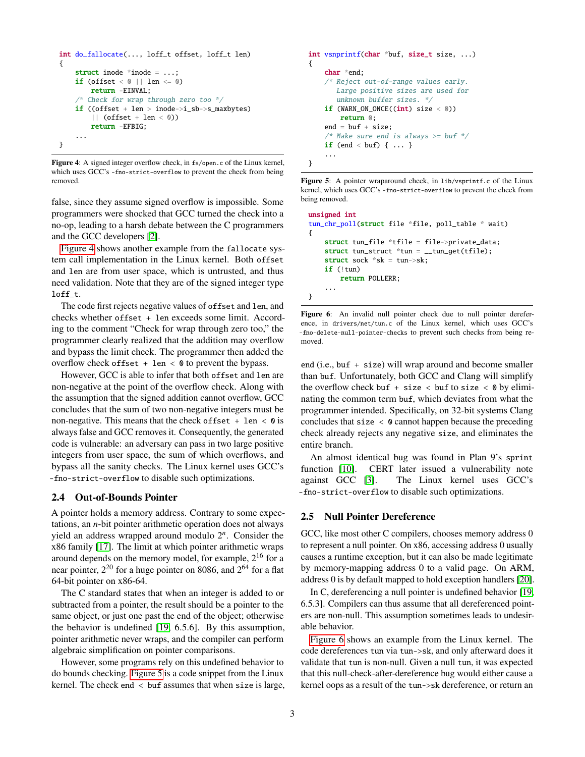```c
int do_fallocate(..., loff_t offset, loff_t len)
{
    struct inode *inode = ...;
    if (offset < 0 || len <= 0)
        return -EINVAL;
    /* Check for wrap through zero too */
    if ((offset + len > inode->i_sb->s_maxbytes)
        || (offset + len < 0))
        return -EFBIG;
    ...
}
```

**Figure 4**: A signed integer overflow check, in `fs/open.c` of the Linux kernel, which uses GCC's `-fno-strict-overflow` to prevent the check from being removed.

false, since they assume signed overflow is impossible. Some programmers were shocked that GCC turned the check into a no-op, leading to a harsh debate between the C programmers and the GCC developers [2].

Figure 4 shows another example from the `fallocate` system call implementation in the Linux kernel. Both `offset` and `len` are from user space, which is untrusted, and thus need validation. Note that they are of the signed integer type `loff_t`.

The code first rejects negative values of `offset` and `len`, and checks whether `offset + len` exceeds some limit. According to the comment "Check for wrap through zero too," the programmer clearly realized that the addition may overflow and bypass the limit check. The programmer then added the overflow check `offset + len < 0` to prevent the bypass.

However, GCC is able to infer that both `offset` and `len` are non-negative at the point of the overflow check. Along with the assumption that the signed addition cannot overflow, GCC concludes that the sum of two non-negative integers must be non-negative. This means that the check `offset + len < 0` is always false and GCC removes it. Consequently, the generated code is vulnerable: an adversary can pass in two large positive integers from user space, the sum of which overflows, and bypass all the sanity checks. The Linux kernel uses GCC's `-fno-strict-overflow` to disable such optimizations.

## 2.4 Out-of-Bounds Pointer

A pointer holds a memory address. Contrary to some expectations, an $n$-bit pointer arithmetic operation does not always yield an address wrapped around modulo $2^n$. Consider the x86 family [17]. The limit at which pointer arithmetic wraps around depends on the memory model, for example, $2^{16}$ for a near pointer, $2^{20}$ for a huge pointer on 8086, and $2^{64}$ for a flat 64-bit pointer on x86-64.

The C standard states that when an integer is added to or subtracted from a pointer, the result should be a pointer to the same object, or just one past the end of the object; otherwise the behavior is undefined [19, 6.5.6]. By this assumption, pointer arithmetic never wraps, and the compiler can perform algebraic simplification on pointer comparisons.

However, some programs rely on this undefined behavior to do bounds checking. Figure 5 is a code snippet from the Linux kernel. The check `end < buf` assumes that when `size` is large, `end` (i.e., `buf + size`) will wrap around and become smaller than `buf`. Unfortunately, both GCC and Clang will simplify the overflow check `buf + size < buf` to `size < 0` by eliminating the common term `buf`, which deviates from what the programmer intended. Specifically, on 32-bit systems Clang concludes that `size < 0` cannot happen because the preceding check already rejects any negative `size`, and eliminates the entire branch.

```c
int vsnprintf(char *buf, size_t size, ...)
{
    char *end;
    /* Reject out-of-range values early.
       Large positive sizes are used for
       unknown buffer sizes. */
    if (WARN_ON_ONCE((int) size < 0))
        return 0;
    end = buf + size;
    /* Make sure end is always >= buf */
    if (end < buf) { ... }
    ...
}
```

**Figure 5**: A pointer wraparound check, in `lib/vsprintf.c` of the Linux kernel, which uses GCC's `-fno-strict-overflow` to prevent the check from being removed.

An almost identical bug was found in Plan 9's `sprint` function [10]. CERT later issued a vulnerability note against GCC [3]. The Linux kernel uses GCC's `-fno-strict-overflow` to disable such optimizations.

## 2.5 Null Pointer Dereference

```c
unsigned int
tun_chr_poll(struct file *file, poll_table * wait)
{
    struct tun_file *tfile = file->private_data;
    struct tun_struct *tun = __tun_get(tfile);
    struct sock *sk = tun->sk;
    if (!tun)
        return POLLERR;
    ...
}
```

**Figure 6**: An invalid null pointer check due to null pointer dereference, in `drivers/net/tun.c` of the Linux kernel, which uses GCC's `-fno-delete-null-pointer-checks` to prevent such checks from being removed.

GCC, like most other C compilers, chooses memory address 0 to represent a null pointer. On x86, accessing address 0 usually causes a runtime exception, but it can also be made legitimate by memory-mapping address 0 to a valid page. On ARM, address 0 is by default mapped to hold exception handlers [20].

In C, dereferencing a null pointer is undefined behavior [19, 6.5.3]. Compilers can thus assume that all dereferenced pointers are non-null. This assumption sometimes leads to undesirable behavior.

Figure 6 shows an example from the Linux kernel. The code dereferences `tun` via `tun->sk`, and only afterward does it validate that `tun` is non-null. Given a null `tun`, it was expected that this null-check-after-dereference bug would either cause a kernel oops as a result of the `tun->sk` dereference, or return an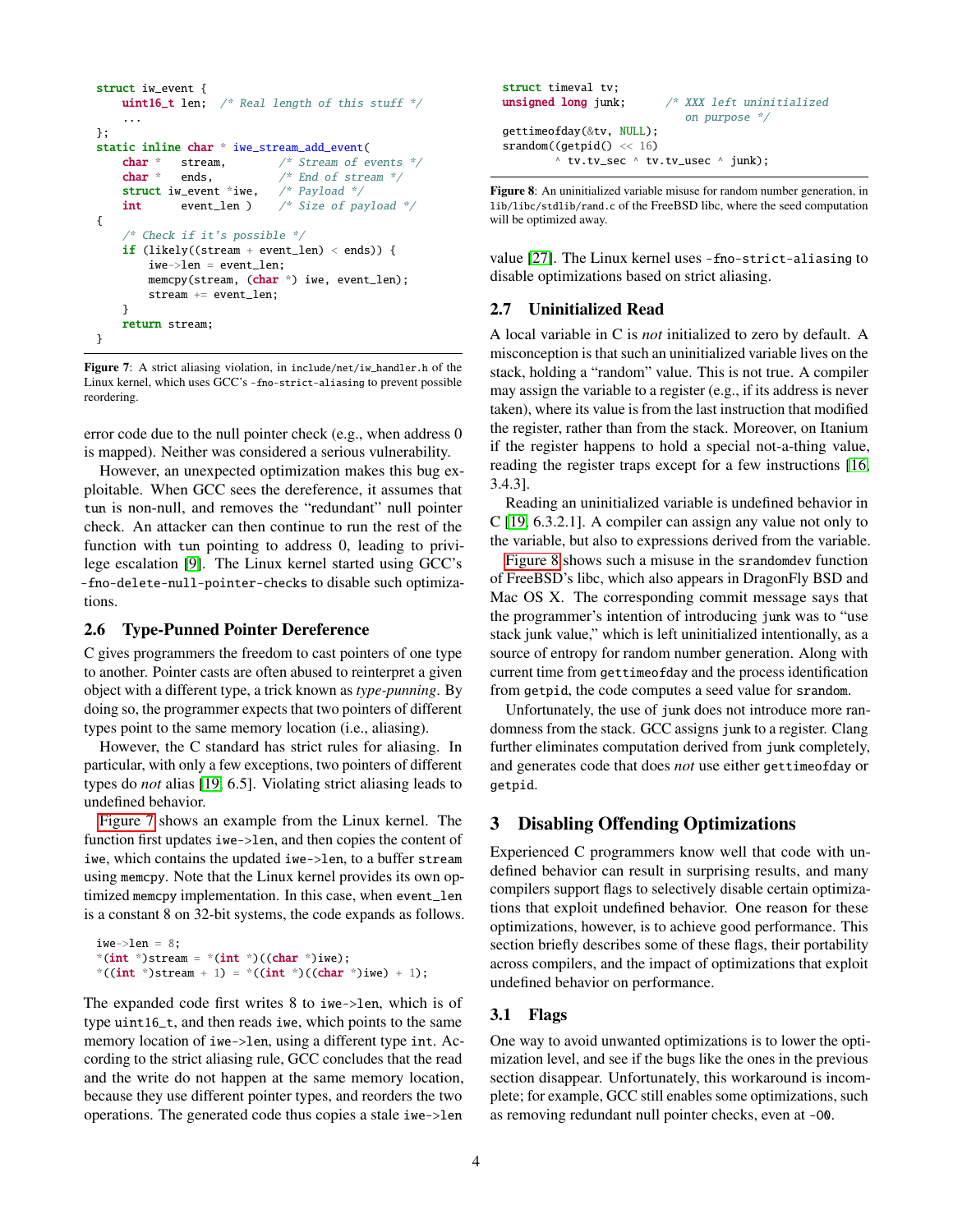```c
struct iw_event {
    uint16_t len;  /* Real length of this stuff */
    ...
};
static inline char * iwe_stream_add_event(
    char *   stream,       /* Stream of events */
    char *   ends,         /* End of stream */
    struct iw_event *iwe,  /* Payload */
    int      event_len )   /* Size of payload */
{
    /* Check if it's possible */
    if (likely((stream + event_len) < ends)) {
        iwe->len = event_len;
        memcpy(stream, (char *) iwe, event_len);
        stream += event_len;
    }
    return stream;
}
```

**Figure 7**: A strict aliasing violation, in `include/net/iw_handler.h` of the Linux kernel, which uses GCC's `-fno-strict-aliasing` to prevent possible reordering.

error code due to the null pointer check (e.g., when address 0 is mapped). Neither was considered a serious vulnerability.

However, an unexpected optimization makes this bug exploitable. When GCC sees the dereference, it assumes that `tun` is non-null, and removes the "redundant" null pointer check. An attacker can then continue to run the rest of the function with `tun` pointing to address 0, leading to privilege escalation [9]. The Linux kernel started using GCC's `-fno-delete-null-pointer-checks` to disable such optimizations.

### 2.6 Type-Punned Pointer Dereference

C gives programmers the freedom to cast pointers of one type to another. Pointer casts are often abused to reinterpret a given object with a different type, a trick known as *type-punning*. By doing so, the programmer expects that two pointers of different types point to the same memory location (i.e., aliasing).

However, the C standard has strict rules for aliasing. In particular, with only a few exceptions, two pointers of different types do *not* alias [19, 6.5]. Violating strict aliasing leads to undefined behavior.

Figure 7 shows an example from the Linux kernel. The function first updates `iwe->len`, and then copies the content of `iwe`, which contains the updated `iwe->len`, to a buffer `stream` using `memcpy`. Note that the Linux kernel provides its own optimized `memcpy` implementation. In this case, when `event_len` is a constant 8 on 32-bit systems, the code expands as follows.

```c
iwe->len = 8;
*(int *)stream = *(int *)((char *)iwe);
*((int *)stream + 1) = *((int *)((char *)iwe) + 1);
```

The expanded code first writes 8 to `iwe->len`, which is of type `uint16_t`, and then reads `iwe`, which points to the same memory location of `iwe->len`, using a different type `int`. According to the strict aliasing rule, GCC concludes that the read and the write do not happen at the same memory location, because they use different pointer types, and reorders the two operations. The generated code thus copies a stale `iwe->len` value [27]. The Linux kernel uses `-fno-strict-aliasing` to disable optimizations based on strict aliasing.

```c
struct timeval tv;
unsigned long junk;      /* XXX left uninitialized
                            on purpose */
gettimeofday(&tv, NULL);
srandom((getpid() << 16)
        ^ tv.tv_sec ^ tv.tv_usec ^ junk);
```

**Figure 8**: An uninitialized variable misuse for random number generation, in `lib/libc/stdlib/rand.c` of the FreeBSD libc, where the seed computation will be optimized away.

### 2.7 Uninitialized Read

A local variable in C is *not* initialized to zero by default. A misconception is that such an uninitialized variable lives on the stack, holding a "random" value. This is not true. A compiler may assign the variable to a register (e.g., if its address is never taken), where its value is from the last instruction that modified the register, rather than from the stack. Moreover, on Itanium if the register happens to hold a special not-a-thing value, reading the register traps except for a few instructions [16, 3.4.3].

Reading an uninitialized variable is undefined behavior in C [19, 6.3.2.1]. A compiler can assign any value not only to the variable, but also to expressions derived from the variable.

Figure 8 shows such a misuse in the `srandomdev` function of FreeBSD's libc, which also appears in DragonFly BSD and Mac OS X. The corresponding commit message says that the programmer's intention of introducing `junk` was to "use stack junk value," which is left uninitialized intentionally, as a source of entropy for random number generation. Along with current time from `gettimeofday` and the process identification from `getpid`, the code computes a seed value for `srandom`.

Unfortunately, the use of `junk` does not introduce more randomness from the stack. GCC assigns `junk` to a register. Clang further eliminates computation derived from `junk` completely, and generates code that does *not* use either `gettimeofday` or `getpid`.

## 3 Disabling Offending Optimizations

Experienced C programmers know well that code with undefined behavior can result in surprising results, and many compilers support flags to selectively disable certain optimizations that exploit undefined behavior. One reason for these optimizations, however, is to achieve good performance. This section briefly describes some of these flags, their portability across compilers, and the impact of optimizations that exploit undefined behavior on performance.

### 3.1 Flags

One way to avoid unwanted optimizations is to lower the optimization level, and see if the bugs like the ones in the previous section disappear. Unfortunately, this workaround is incomplete; for example, GCC still enables some optimizations, such as removing redundant null pointer checks, even at `-O0`.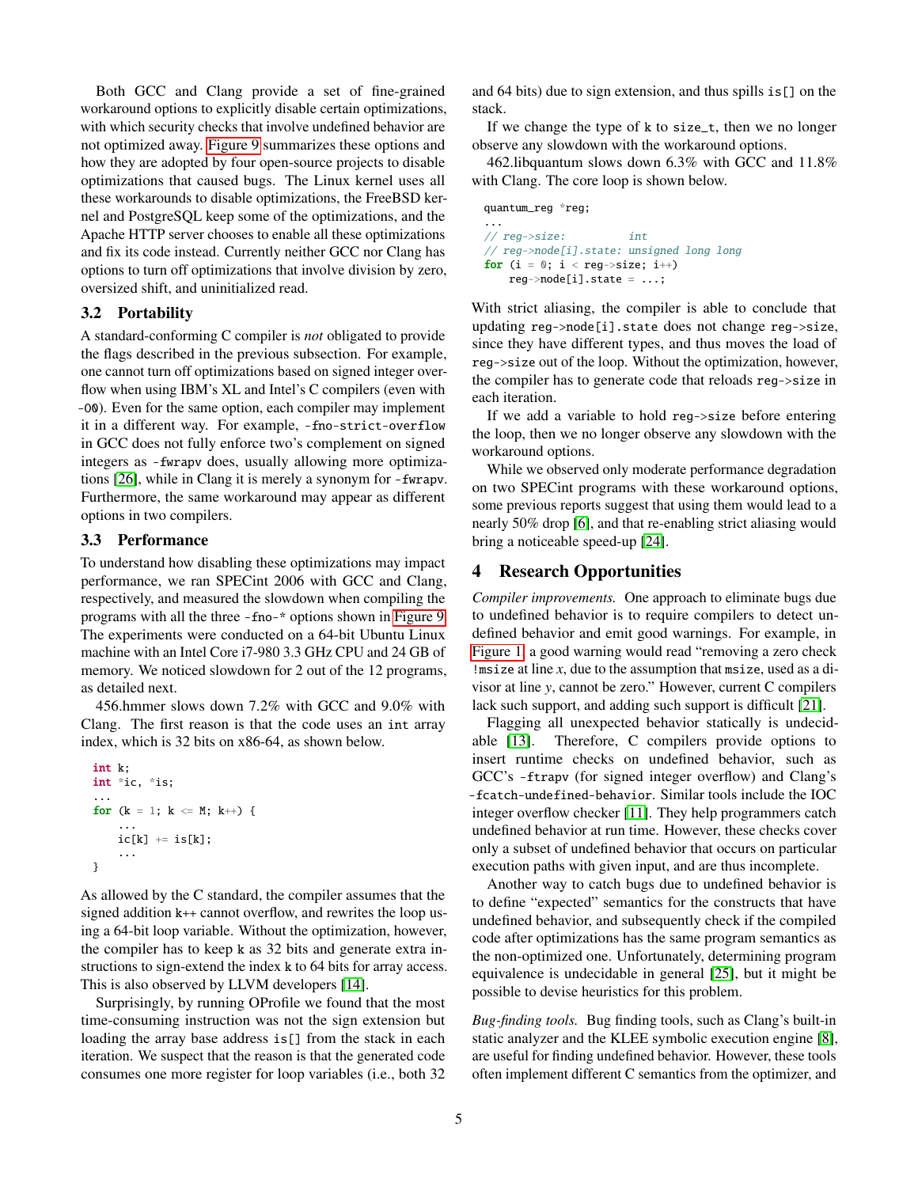Both GCC and Clang provide a set of fine-grained workaround options to explicitly disable certain optimizations, with which security checks that involve undefined behavior are not optimized away. Figure 9 summarizes these options and how they are adopted by four open-source projects to disable optimizations that caused bugs. The Linux kernel uses all these workarounds to disable optimizations, the FreeBSD kernel and PostgreSQL keep some of the optimizations, and the Apache HTTP server chooses to enable all these optimizations and fix its code instead. Currently neither GCC nor Clang has options to turn off optimizations that involve division by zero, oversized shift, and uninitialized read.

### 3.2 Portability

A standard-conforming C compiler is *not* obligated to provide the flags described in the previous subsection. For example, one cannot turn off optimizations based on signed integer overflow when using IBM's XL and Intel's C compilers (even with `-O0`). Even for the same option, each compiler may implement it in a different way. For example, `-fno-strict-overflow` in GCC does not fully enforce two's complement on signed integers as `-fwrapv` does, usually allowing more optimizations [26], while in Clang it is merely a synonym for `-fwrapv`. Furthermore, the same workaround may appear as different options in two compilers.

### 3.3 Performance

To understand how disabling these optimizations may impact performance, we ran SPECint 2006 with GCC and Clang, respectively, and measured the slowdown when compiling the programs with all the three `-fno-*` options shown in Figure 9. The experiments were conducted on a 64-bit Ubuntu Linux machine with an Intel Core i7-980 3.3 GHz CPU and 24 GB of memory. We noticed slowdown for 2 out of the 12 programs, as detailed next.

456.hmmer slows down 7.2% with GCC and 9.0% with Clang. The first reason is that the code uses an `int` array index, which is 32 bits on x86-64, as shown below.

```
int k;
int *ic, *is;
...
for (k = 1; k <= M; k++) {
    ...
    ic[k] += is[k];
    ...
}
```

As allowed by the C standard, the compiler assumes that the signed addition `k++` cannot overflow, and rewrites the loop using a 64-bit loop variable. Without the optimization, however, the compiler has to keep `k` as 32 bits and generate extra instructions to sign-extend the index `k` to 64 bits for array access. This is also observed by LLVM developers [14].

Surprisingly, by running OProfile we found that the most time-consuming instruction was not the sign extension but loading the array base address `is[]` from the stack in each iteration. We suspect that the reason is that the generated code consumes one more register for loop variables (i.e., both 32 and 64 bits) due to sign extension, and thus spills `is[]` on the stack.

If we change the type of `k` to `size_t`, then we no longer observe any slowdown with the workaround options.

462.libquantum slows down 6.3% with GCC and 11.8% with Clang. The core loop is shown below.

```
quantum_reg *reg;
...
// reg->size:          int
// reg->node[i].state: unsigned long long
for (i = 0; i < reg->size; i++)
    reg->node[i].state = ...;
```

With strict aliasing, the compiler is able to conclude that updating `reg->node[i].state` does not change `reg->size`, since they have different types, and thus moves the load of `reg->size` out of the loop. Without the optimization, however, the compiler has to generate code that reloads `reg->size` in each iteration.

If we add a variable to hold `reg->size` before entering the loop, then we no longer observe any slowdown with the workaround options.

While we observed only moderate performance degradation on two SPECint programs with these workaround options, some previous reports suggest that using them would lead to a nearly 50% drop [6], and that re-enabling strict aliasing would bring a noticeable speed-up [24].

## 4 Research Opportunities

*Compiler improvements.* One approach to eliminate bugs due to undefined behavior is to require compilers to detect undefined behavior and emit good warnings. For example, in Figure 1, a good warning would read "removing a zero check `!msize` at line *x*, due to the assumption that `msize`, used as a divisor at line *y*, cannot be zero." However, current C compilers lack such support, and adding such support is difficult [21].

Flagging all unexpected behavior statically is undecidable [13]. Therefore, C compilers provide options to insert runtime checks on undefined behavior, such as GCC's `-ftrapv` (for signed integer overflow) and Clang's `-fcatch-undefined-behavior`. Similar tools include the IOC integer overflow checker [11]. They help programmers catch undefined behavior at run time. However, these checks cover only a subset of undefined behavior that occurs on particular execution paths with given input, and are thus incomplete.

Another way to catch bugs due to undefined behavior is to define "expected" semantics for the constructs that have undefined behavior, and subsequently check if the compiled code after optimizations has the same program semantics as the non-optimized one. Unfortunately, determining program equivalence is undecidable in general [25], but it might be possible to devise heuristics for this problem.

*Bug-finding tools.* Bug finding tools, such as Clang's built-in static analyzer and the KLEE symbolic execution engine [8], are useful for finding undefined behavior. However, these tools often implement different C semantics from the optimizer, and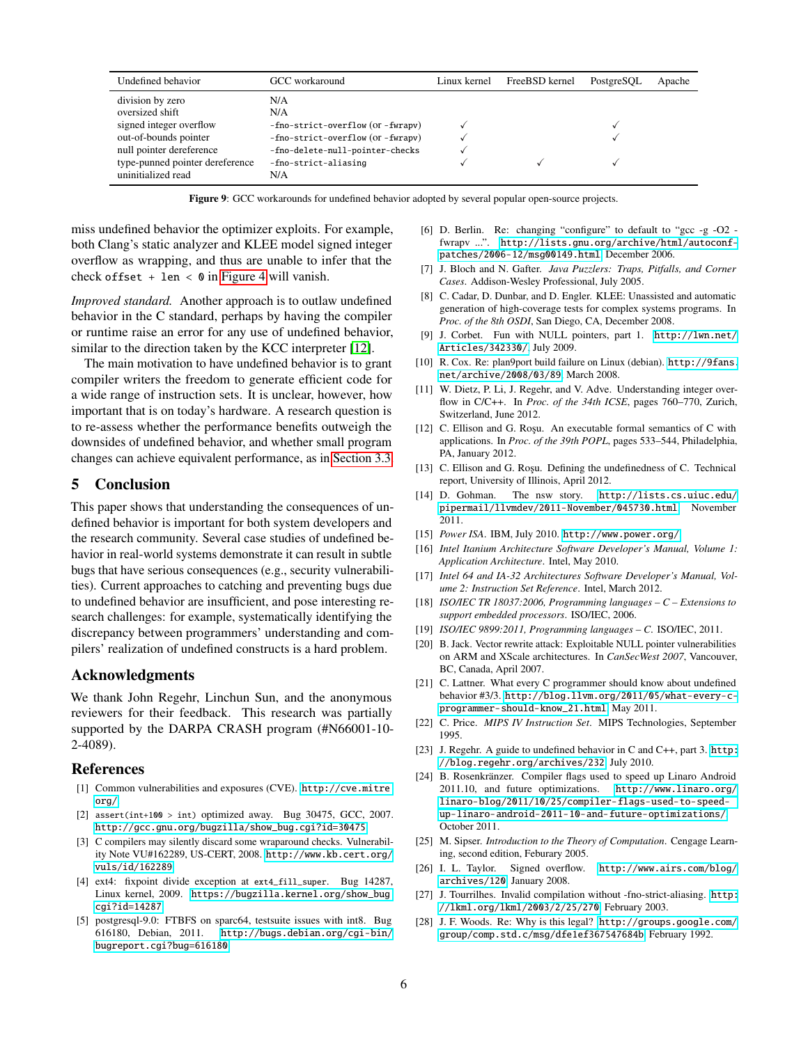| Undefined behavior | GCC workaround | Linux kernel | FreeBSD kernel | PostgreSQL | Apache |
|---|---|---|---|---|---|
| division by zero | N/A | | | | |
| oversized shift | N/A | | | | |
| signed integer overflow | `-fno-strict-overflow` (or `-fwrapv`) | ✓ | | ✓ | |
| out-of-bounds pointer | `-fno-strict-overflow` (or `-fwrapv`) | ✓ | | ✓ | |
| null pointer dereference | `-fno-delete-null-pointer-checks` | ✓ | | | |
| type-punned pointer dereference | `-fno-strict-aliasing` | ✓ | ✓ | ✓ | |
| uninitialized read | N/A | | | | |

**Figure 9**: GCC workarounds for undefined behavior adopted by several popular open-source projects.

miss undefined behavior the optimizer exploits. For example, both Clang's static analyzer and KLEE model signed integer overflow as wrapping, and thus are unable to infer that the check `offset + len < 0` in Figure 4 will vanish.

*Improved standard.* Another approach is to outlaw undefined behavior in the C standard, perhaps by having the compiler or runtime raise an error for any use of undefined behavior, similar to the direction taken by the KCC interpreter [12].

The main motivation to have undefined behavior is to grant compiler writers the freedom to generate efficient code for a wide range of instruction sets. It is unclear, however, how important that is on today's hardware. A research question is to re-assess whether the performance benefits outweigh the downsides of undefined behavior, and whether small program changes can achieve equivalent performance, as in Section 3.3.

## 5 Conclusion

This paper shows that understanding the consequences of undefined behavior is important for both system developers and the research community. Several case studies of undefined behavior in real-world systems demonstrate it can result in subtle bugs that have serious consequences (e.g., security vulnerabilities). Current approaches to catching and preventing bugs due to undefined behavior are insufficient, and pose interesting research challenges: for example, systematically identifying the discrepancy between programmers' understanding and compilers' realization of undefined constructs is a hard problem.

## Acknowledgments

We thank John Regehr, Linchun Sun, and the anonymous reviewers for their feedback. This research was partially supported by the DARPA CRASH program (#N66001-10-2-4089).

## References

[1] Common vulnerabilities and exposures (CVE). http://cve.mitre.org/

[2] `assert(int+100 > int)` optimized away. Bug 30475, GCC, 2007. http://gcc.gnu.org/bugzilla/show_bug.cgi?id=30475

[3] C compilers may silently discard some wraparound checks. Vulnerability Note VU#162289, US-CERT, 2008. http://www.kb.cert.org/vuls/id/162289

[4] ext4: fixpoint divide exception at `ext4_fill_super`. Bug 14287, Linux kernel, 2009. https://bugzilla.kernel.org/show_bug.cgi?id=14287

[5] postgresql-9.0: FTBFS on sparc64, testsuite issues with int8. Bug 616180, Debian, 2011. http://bugs.debian.org/cgi-bin/bugreport.cgi?bug=616180

[6] D. Berlin. Re: changing "configure" to default to "gcc -g -O2 -fwrapv ...". http://lists.gnu.org/archive/html/autoconf-patches/2006-12/msg00149.html, December 2006.

[7] J. Bloch and N. Gafter. *Java Puzzlers: Traps, Pitfalls, and Corner Cases*. Addison-Wesley Professional, July 2005.

[8] C. Cadar, D. Dunbar, and D. Engler. KLEE: Unassisted and automatic generation of high-coverage tests for complex systems programs. In *Proc. of the 8th OSDI*, San Diego, CA, December 2008.

[9] J. Corbet. Fun with NULL pointers, part 1. http://lwn.net/Articles/342330/, July 2009.

[10] R. Cox. Re: plan9port build failure on Linux (debian). http://9fans.net/archive/2008/03/89, March 2008.

[11] W. Dietz, P. Li, J. Regehr, and V. Adve. Understanding integer overflow in C/C++. In *Proc. of the 34th ICSE*, pages 760–770, Zurich, Switzerland, June 2012.

[12] C. Ellison and G. Roşu. An executable formal semantics of C with applications. In *Proc. of the 39th POPL*, pages 533–544, Philadelphia, PA, January 2012.

[13] C. Ellison and G. Roşu. Defining the undefinedness of C. Technical report, University of Illinois, April 2012.

[14] D. Gohman. The nsw story. http://lists.cs.uiuc.edu/pipermail/llvmdev/2011-November/045730.html, November 2011.

[15] *Power ISA*. IBM, July 2010. http://www.power.org/

[16] *Intel Itanium Architecture Software Developer's Manual, Volume 1: Application Architecture*. Intel, May 2010.

[17] *Intel 64 and IA-32 Architectures Software Developer's Manual, Volume 2: Instruction Set Reference*. Intel, March 2012.

[18] *ISO/IEC TR 18037:2006, Programming languages – C – Extensions to support embedded processors*. ISO/IEC, 2006.

[19] *ISO/IEC 9899:2011, Programming languages – C*. ISO/IEC, 2011.

[20] B. Jack. Vector rewrite attack: Exploitable NULL pointer vulnerabilities on ARM and XScale architectures. In *CanSecWest 2007*, Vancouver, BC, Canada, April 2007.

[21] C. Lattner. What every C programmer should know about undefined behavior #3/3. http://blog.llvm.org/2011/05/what-every-c-programmer-should-know_21.html, May 2011.

[22] C. Price. *MIPS IV Instruction Set*. MIPS Technologies, September 1995.

[23] J. Regehr. A guide to undefined behavior in C and C++, part 3. http://blog.regehr.org/archives/232, July 2010.

[24] B. Rosenkränzer. Compiler flags used to speed up Linaro Android 2011.10, and future optimizations. http://www.linaro.org/linaro-blog/2011/10/25/compiler-flags-used-to-speed-up-linaro-android-2011-10-and-future-optimizations/, October 2011.

[25] M. Sipser. *Introduction to the Theory of Computation*. Cengage Learning, second edition, Feburary 2005.

[26] I. L. Taylor. Signed overflow. http://www.airs.com/blog/archives/120, January 2008.

[27] J. Tourrilhes. Invalid compilation without -fno-strict-aliasing. http://lkml.org/lkml/2003/2/25/270, February 2003.

[28] J. F. Woods. Re: Why is this legal? http://groups.google.com/group/comp.std.c/msg/dfe1ef367547684b, February 1992.